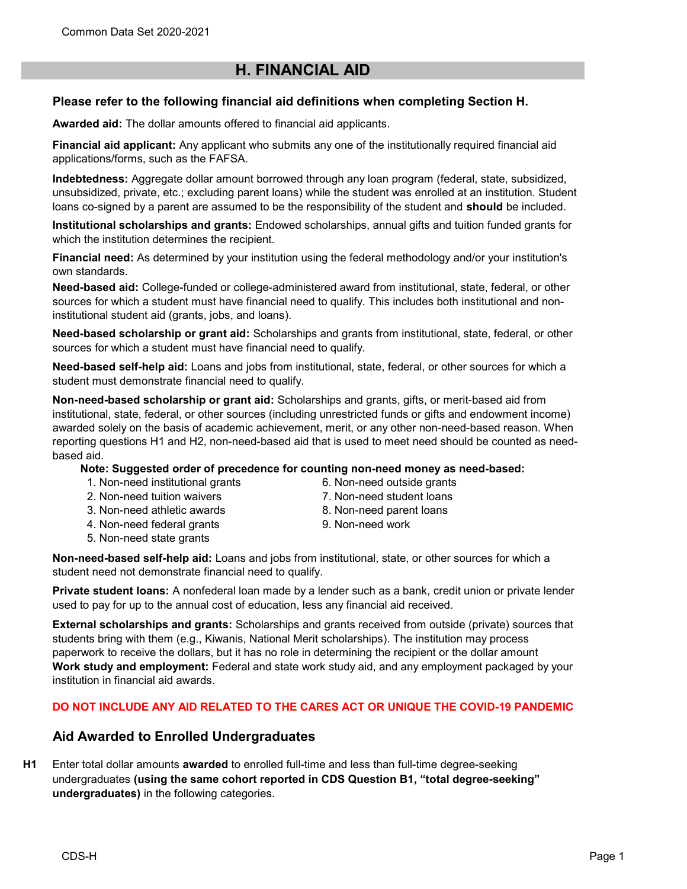# H. FINANCIAL AID

### Please refer to the following financial aid definitions when completing Section H.

**Awarded aid:** The dollar amounts offered to financial aid applicants.

**Financial aid applicant:** Any applicant who submits any one of the institutionally required financial aid applications/forms, such as the FAFSA.

**Indebtedness:** Aggregate dollar amount borrowed through any loan program (federal, state, subsidized, unsubsidized, private, etc.; excluding parent loans) while the student was enrolled at an institution. Student loans co-signed by a parent are assumed to be the responsibility of the student and **should** be included.

**Institutional scholarships and grants:** Endowed scholarships, annual gifts and tuition funded grants for which the institution determines the recipient.

**Financial need:** As determined by your institution using the federal methodology and/or your institution's own standards.

**Need-based aid:** College-funded or college-administered award from institutional, state, federal, or other sources for which a student must have financial need to qualify. This includes both institutional and non-institutional student aid (grants, jobs, and loans).

**Need-based scholarship or grant aid:** Scholarships and grants from institutional, state, federal, or other sources for which a student must have financial need to qualify.

**Need-based self-help aid:** Loans and jobs from institutional, state, federal, or other sources for which a student must demonstrate financial need to qualify.

**Non-need-based scholarship or grant aid:** Scholarships and grants, gifts, or merit-based aid from institutional, state, federal, or other sources (including unrestricted funds or gifts and endowment income) awarded solely on the basis of academic achievement, merit, or any other non-need-based reason. When reporting questions H1 and H2, non-need-based aid that is used to meet need should be counted as need-based aid.

**Note: Suggested order of precedence for counting non-need money as need-based:**

1. Non-need institutional grants
2. Non-need tuition waivers
3. Non-need athletic awards
4. Non-need federal grants
5. Non-need state grants
6. Non-need outside grants
7. Non-need student loans
8. Non-need parent loans
9. Non-need work

**Non-need-based self-help aid:** Loans and jobs from institutional, state, or other sources for which a student need not demonstrate financial need to qualify.

**Private student loans:** A nonfederal loan made by a lender such as a bank, credit union or private lender used to pay for up to the annual cost of education, less any financial aid received.

**External scholarships and grants:** Scholarships and grants received from outside (private) sources that students bring with them (e.g., Kiwanis, National Merit scholarships). The institution may process paperwork to receive the dollars, but it has no role in determining the recipient or the dollar amount

**Work study and employment:** Federal and state work study aid, and any employment packaged by your institution in financial aid awards.

**DO NOT INCLUDE ANY AID RELATED TO THE CARES ACT OR UNIQUE THE COVID-19 PANDEMIC**

## Aid Awarded to Enrolled Undergraduates

**H1** Enter total dollar amounts **awarded** to enrolled full-time and less than full-time degree-seeking undergraduates **(using the same cohort reported in CDS Question B1, "total degree-seeking" undergraduates)** in the following categories.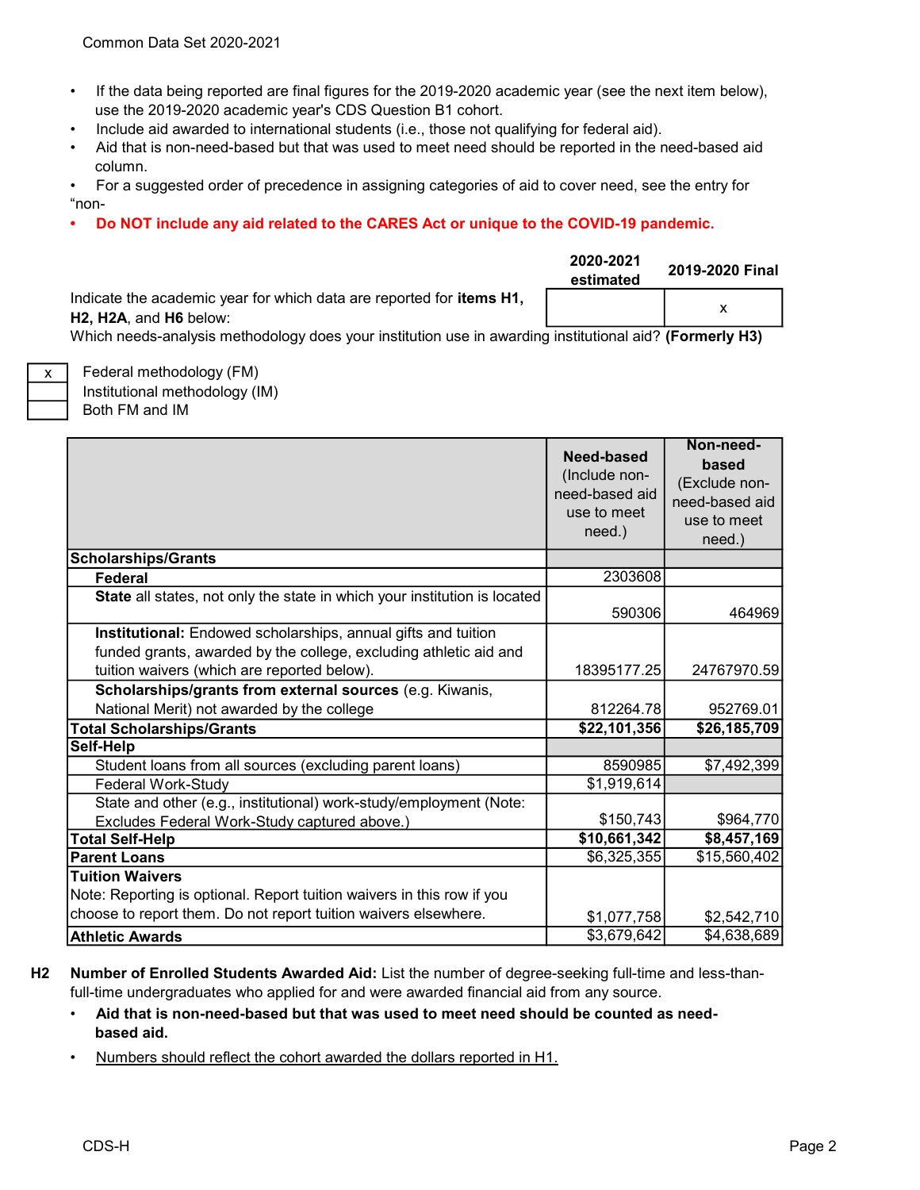- If the data being reported are final figures for the 2019-2020 academic year (see the next item below), use the 2019-2020 academic year's CDS Question B1 cohort.
- Include aid awarded to international students (i.e., those not qualifying for federal aid).
- Aid that is non-need-based but that was used to meet need should be reported in the need-based aid column.
- For a suggested order of precedence in assigning categories of aid to cover need, see the entry for "non-
- **Do NOT include any aid related to the CARES Act or unique to the COVID-19 pandemic.**

| | 2020-2021 estimated | 2019-2020 Final |
|---|---|---|
| Indicate the academic year for which data are reported for **items H1, H2, H2A**, and **H6** below: | | x |

Which needs-analysis methodology does your institution use in awarding institutional aid? **(Formerly H3)**

| | |
|---|---|
| x | Federal methodology (FM) |
| | Institutional methodology (IM) |
| | Both FM and IM |

| | **Need-based** (Include non-need-based aid use to meet need.) | **Non-need-based** (Exclude non-need-based aid use to meet need.) |
|---|---|---|
| **Scholarships/Grants** | | |
| **Federal** | 2303608 | |
| **State** all states, not only the state in which your institution is located | 590306 | 464969 |
| **Institutional:** Endowed scholarships, annual gifts and tuition funded grants, awarded by the college, excluding athletic aid and tuition waivers (which are reported below). | 18395177.25 | 24767970.59 |
| **Scholarships/grants from external sources** (e.g. Kiwanis, National Merit) not awarded by the college | 812264.78 | 952769.01 |
| **Total Scholarships/Grants** | **$22,101,356** | **$26,185,709** |
| **Self-Help** | | |
| Student loans from all sources (excluding parent loans) | 8590985 | $7,492,399 |
| Federal Work-Study | $1,919,614 | |
| State and other (e.g., institutional) work-study/employment (Note: Excludes Federal Work-Study captured above.) | $150,743 | $964,770 |
| **Total Self-Help** | **$10,661,342** | **$8,457,169** |
| **Parent Loans** | $6,325,355 | $15,560,402 |
| **Tuition Waivers** Note: Reporting is optional. Report tuition waivers in this row if you choose to report them. Do not report tuition waivers elsewhere. | $1,077,758 | $2,542,710 |
| **Athletic Awards** | $3,679,642 | $4,638,689 |

**H2** **Number of Enrolled Students Awarded Aid:** List the number of degree-seeking full-time and less-than-full-time undergraduates who applied for and were awarded financial aid from any source.

- **Aid that is non-need-based but that was used to meet need should be counted as need-based aid.**
- Numbers should reflect the cohort awarded the dollars reported in H1.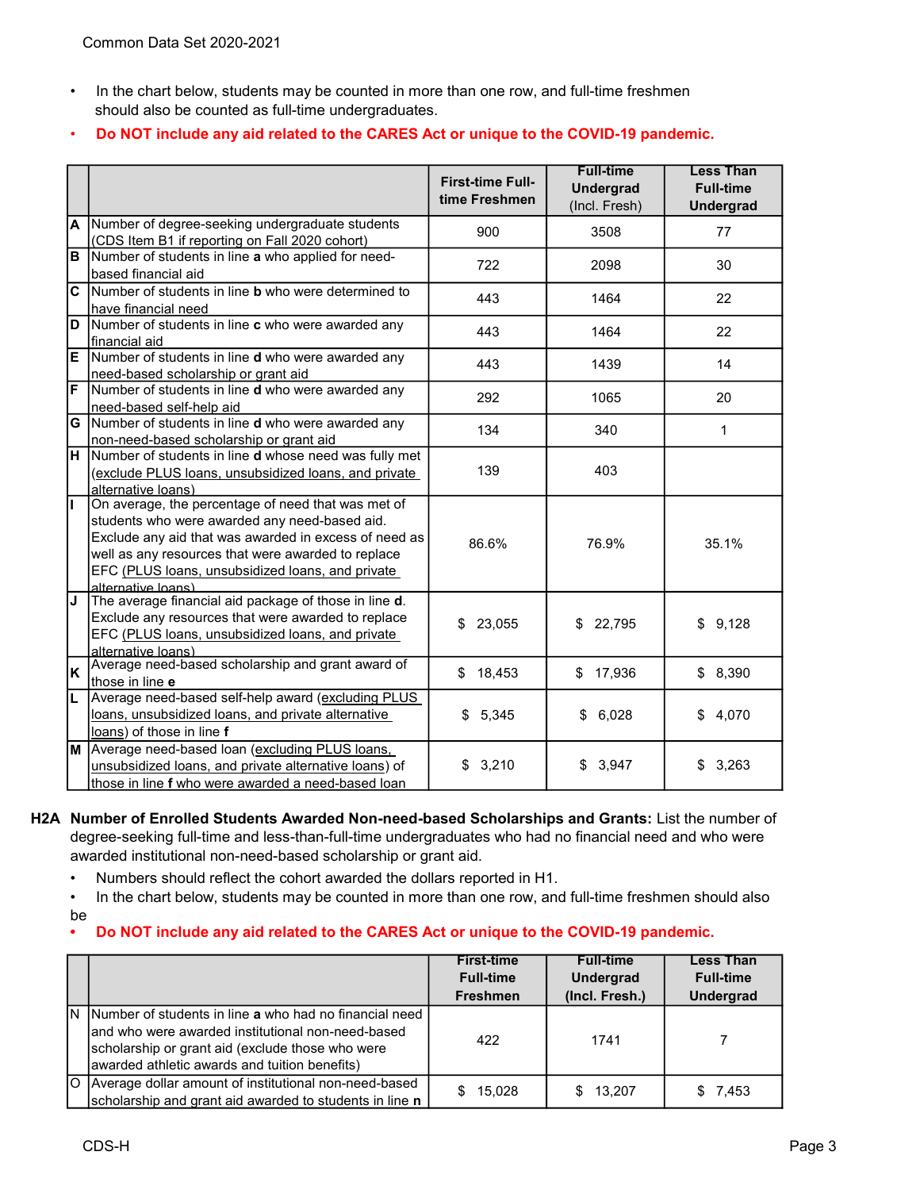- In the chart below, students may be counted in more than one row, and full-time freshmen should also be counted as full-time undergraduates.
- **Do NOT include any aid related to the CARES Act or unique to the COVID-19 pandemic.**

| | | First-time Full-time Freshmen | Full-time Undergrad (Incl. Fresh) | Less Than Full-time Undergrad |
|---|---|---|---|---|
| A | Number of degree-seeking undergraduate students (CDS Item B1 if reporting on Fall 2020 cohort) | 900 | 3508 | 77 |
| B | Number of students in line **a** who applied for need-based financial aid | 722 | 2098 | 30 |
| C | Number of students in line **b** who were determined to have financial need | 443 | 1464 | 22 |
| D | Number of students in line **c** who were awarded any financial aid | 443 | 1464 | 22 |
| E | Number of students in line **d** who were awarded any need-based scholarship or grant aid | 443 | 1439 | 14 |
| F | Number of students in line **d** who were awarded any need-based self-help aid | 292 | 1065 | 20 |
| G | Number of students in line **d** who were awarded any non-need-based scholarship or grant aid | 134 | 340 | 1 |
| H | Number of students in line **d** whose need was fully met (exclude PLUS loans, unsubsidized loans, and private alternative loans) | 139 | 403 | |
| I | On average, the percentage of need that was met of students who were awarded any need-based aid. Exclude any aid that was awarded in excess of need as well as any resources that were awarded to replace EFC (PLUS loans, unsubsidized loans, and private alternative loans) | 86.6% | 76.9% | 35.1% |
| J | The average financial aid package of those in line **d**. Exclude any resources that were awarded to replace EFC (PLUS loans, unsubsidized loans, and private alternative loans) | $ 23,055 | $ 22,795 | $ 9,128 |
| K | Average need-based scholarship and grant award of those in line **e** | $ 18,453 | $ 17,936 | $ 8,390 |
| L | Average need-based self-help award (excluding PLUS loans, unsubsidized loans, and private alternative loans) of those in line **f** | $ 5,345 | $ 6,028 | $ 4,070 |
| M | Average need-based loan (excluding PLUS loans, unsubsidized loans, and private alternative loans) of those in line **f** who were awarded a need-based loan | $ 3,210 | $ 3,947 | $ 3,263 |

**H2A Number of Enrolled Students Awarded Non-need-based Scholarships and Grants:** List the number of degree-seeking full-time and less-than-full-time undergraduates who had no financial need and who were awarded institutional non-need-based scholarship or grant aid.

- Numbers should reflect the cohort awarded the dollars reported in H1.
- In the chart below, students may be counted in more than one row, and full-time freshmen should also be
- **Do NOT include any aid related to the CARES Act or unique to the COVID-19 pandemic.**

| | | First-time Full-time Freshmen | Full-time Undergrad (Incl. Fresh.) | Less Than Full-time Undergrad |
|---|---|---|---|---|
| N | Number of students in line a who had no financial need and who were awarded institutional non-need-based scholarship or grant aid (exclude those who were awarded athletic awards and tuition benefits) | 422 | 1741 | 7 |
| O | Average dollar amount of institutional non-need-based scholarship and grant aid awarded to students in line **n** | $ 15,028 | $ 13,207 | $ 7,453 |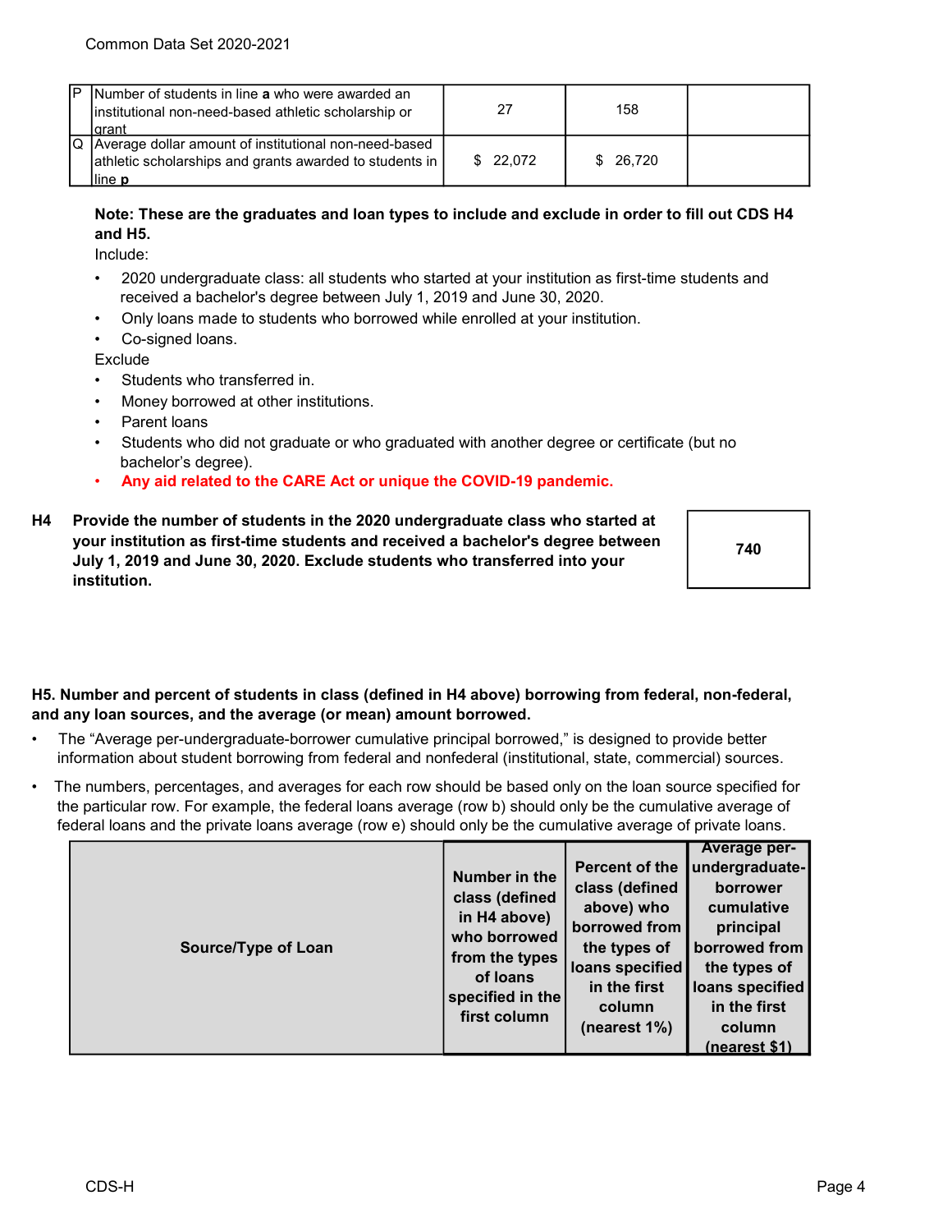| | | | | |
|---|---|---|---|---|
| P | Number of students in line **a** who were awarded an institutional non-need-based athletic scholarship or grant | 27 | 158 | |
| Q | Average dollar amount of institutional non-need-based athletic scholarships and grants awarded to students in line **p** | $ 22,072 | $ 26,720 | |

**Note: These are the graduates and loan types to include and exclude in order to fill out CDS H4 and H5.**

Include:

- 2020 undergraduate class: all students who started at your institution as first-time students and received a bachelor's degree between July 1, 2019 and June 30, 2020.
- Only loans made to students who borrowed while enrolled at your institution.
- Co-signed loans.

Exclude

- Students who transferred in.
- Money borrowed at other institutions.
- Parent loans
- Students who did not graduate or who graduated with another degree or certificate (but no bachelor's degree).
- **Any aid related to the CARE Act or unique the COVID-19 pandemic.**

| | | |
|---|---|---|
| **H4** | **Provide the number of students in the 2020 undergraduate class who started at your institution as first-time students and received a bachelor's degree between July 1, 2019 and June 30, 2020. Exclude students who transferred into your institution.** | **740** |

**H5. Number and percent of students in class (defined in H4 above) borrowing from federal, non-federal, and any loan sources, and the average (or mean) amount borrowed.**

- The "Average per-undergraduate-borrower cumulative principal borrowed," is designed to provide better information about student borrowing from federal and nonfederal (institutional, state, commercial) sources.
- The numbers, percentages, and averages for each row should be based only on the loan source specified for the particular row. For example, the federal loans average (row b) should only be the cumulative average of federal loans and the private loans average (row e) should only be the cumulative average of private loans.

| Source/Type of Loan | Number in the class (defined in H4 above) who borrowed from the types of loans specified in the first column | Percent of the class (defined above) who borrowed from the types of loans specified in the first column (nearest 1%) | Average per-undergraduate-borrower cumulative principal borrowed from the types of loans specified in the first column (nearest $1) |
|---|---|---|---|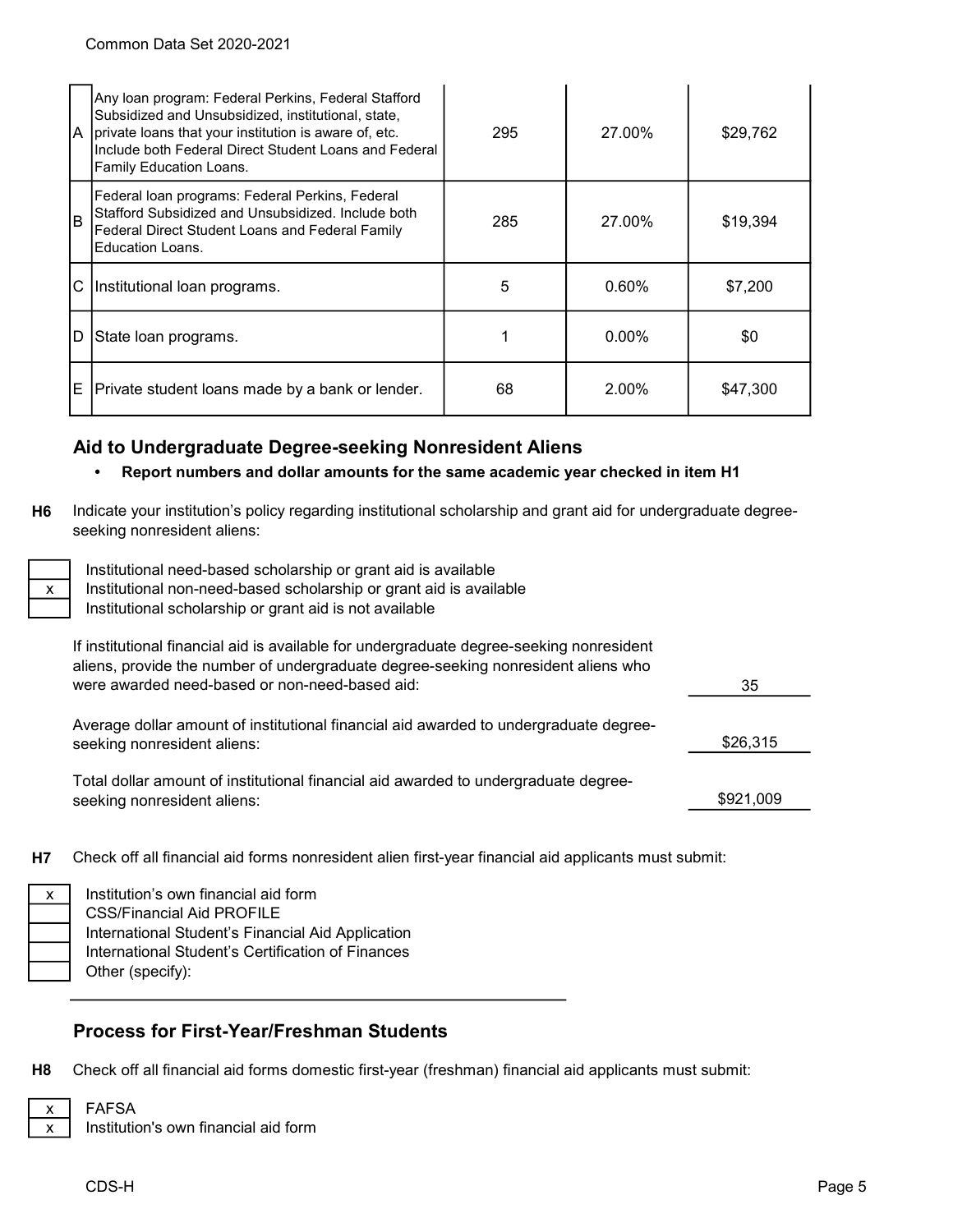| | | | | |
|---|---|---|---|---|
| A | Any loan program: Federal Perkins, Federal Stafford Subsidized and Unsubsidized, institutional, state, private loans that your institution is aware of, etc. Include both Federal Direct Student Loans and Federal Family Education Loans. | 295 | 27.00% | $29,762 |
| B | Federal loan programs: Federal Perkins, Federal Stafford Subsidized and Unsubsidized. Include both Federal Direct Student Loans and Federal Family Education Loans. | 285 | 27.00% | $19,394 |
| C | Institutional loan programs. | 5 | 0.60% | $7,200 |
| D | State loan programs. | 1 | 0.00% | $0 |
| E | Private student loans made by a bank or lender. | 68 | 2.00% | $47,300 |

## Aid to Undergraduate Degree-seeking Nonresident Aliens

- **Report numbers and dollar amounts for the same academic year checked in item H1**

**H6** Indicate your institution's policy regarding institutional scholarship and grant aid for undergraduate degree-seeking nonresident aliens:

| | |
|---|---|
| | Institutional need-based scholarship or grant aid is available |
| x | Institutional non-need-based scholarship or grant aid is available |
| | Institutional scholarship or grant aid is not available |

If institutional financial aid is available for undergraduate degree-seeking nonresident aliens, provide the number of undergraduate degree-seeking nonresident aliens who were awarded need-based or non-need-based aid: 35

Average dollar amount of institutional financial aid awarded to undergraduate degree-seeking nonresident aliens: $26,315

Total dollar amount of institutional financial aid awarded to undergraduate degree-seeking nonresident aliens: $921,009

**H7** Check off all financial aid forms nonresident alien first-year financial aid applicants must submit:

| | |
|---|---|
| x | Institution's own financial aid form |
| | CSS/Financial Aid PROFILE |
| | International Student's Financial Aid Application |
| | International Student's Certification of Finances |
| | Other (specify): |

## Process for First-Year/Freshman Students

**H8** Check off all financial aid forms domestic first-year (freshman) financial aid applicants must submit:

| | |
|---|---|
| x | FAFSA |
| x | Institution's own financial aid form |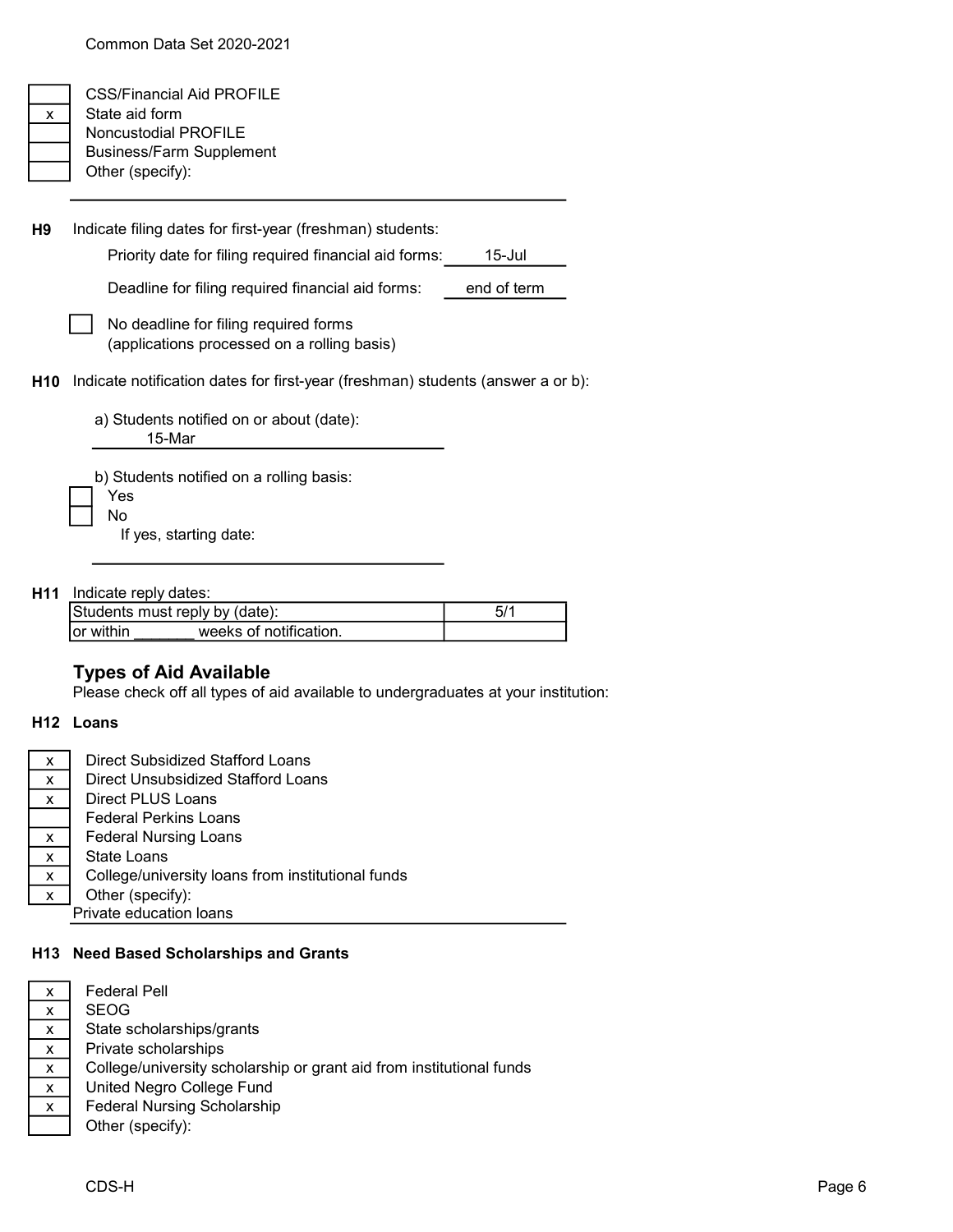| | |
|---|---|
| | CSS/Financial Aid PROFILE |
| x | State aid form |
| | Noncustodial PROFILE |
| | Business/Farm Supplement |
| | Other (specify): |

**H9** Indicate filing dates for first-year (freshman) students:

Priority date for filing required financial aid forms: 15-Jul

Deadline for filing required financial aid forms: end of term

☐ No deadline for filing required forms (applications processed on a rolling basis)

**H10** Indicate notification dates for first-year (freshman) students (answer a or b):

a) Students notified on or about (date): 15-Mar

b) Students notified on a rolling basis:

☐ Yes
☐ No

If yes, starting date:

**H11** Indicate reply dates:

| | |
|---|---|
| Students must reply by (date): | 5/1 |
| or within _______ weeks of notification. | |

## Types of Aid Available

Please check off all types of aid available to undergraduates at your institution:

### H12 Loans

| | |
|---|---|
| x | Direct Subsidized Stafford Loans |
| x | Direct Unsubsidized Stafford Loans |
| x | Direct PLUS Loans |
| | Federal Perkins Loans |
| x | Federal Nursing Loans |
| x | State Loans |
| x | College/university loans from institutional funds |
| x | Other (specify): |

Private education loans

### H13 Need Based Scholarships and Grants

| | |
|---|---|
| x | Federal Pell |
| x | SEOG |
| x | State scholarships/grants |
| x | Private scholarships |
| x | College/university scholarship or grant aid from institutional funds |
| x | United Negro College Fund |
| x | Federal Nursing Scholarship |
| | Other (specify): |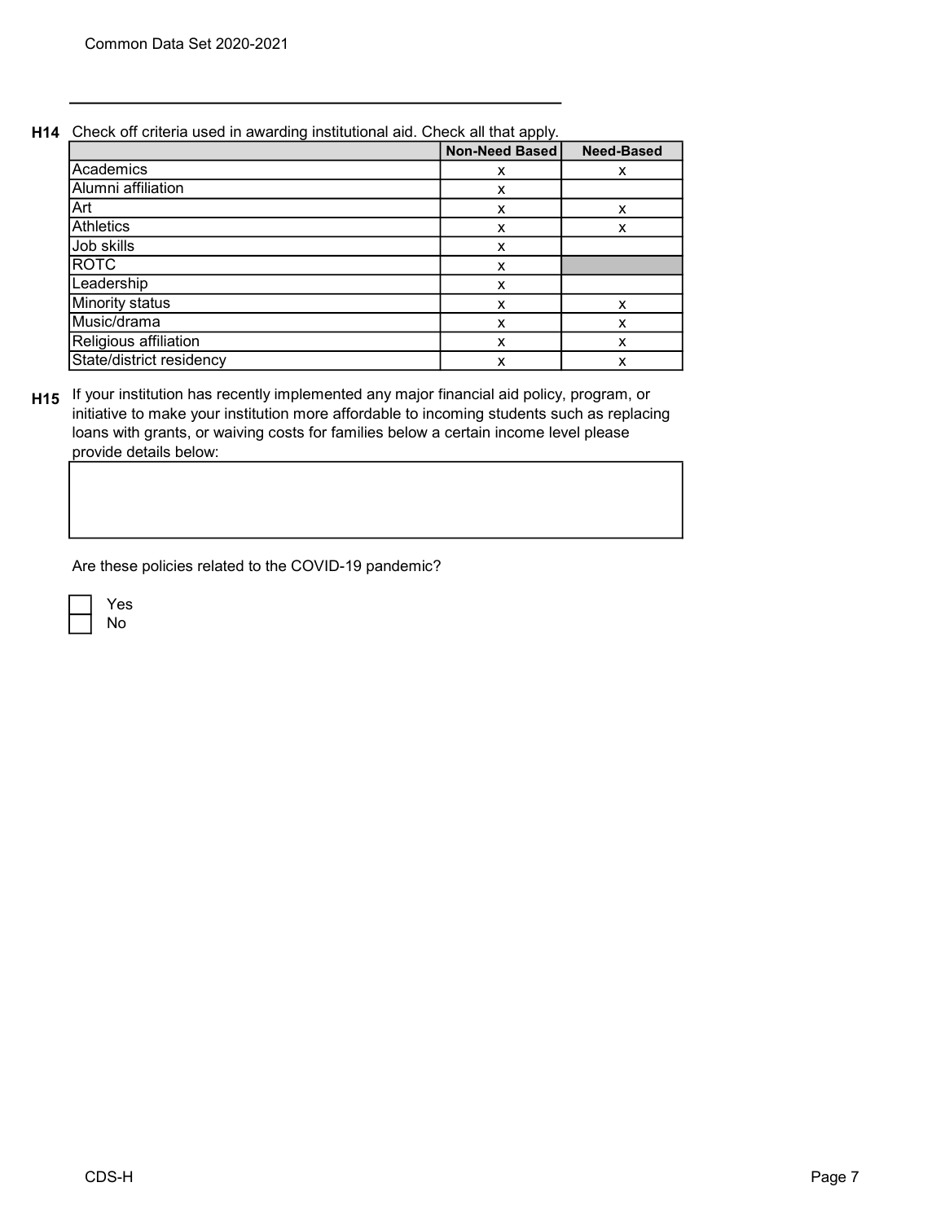**H14** Check off criteria used in awarding institutional aid. Check all that apply.

| | Non-Need Based | Need-Based |
|---|---|---|
| Academics | x | x |
| Alumni affiliation | x | |
| Art | x | x |
| Athletics | x | x |
| Job skills | x | |
| ROTC | x | |
| Leadership | x | |
| Minority status | x | x |
| Music/drama | x | x |
| Religious affiliation | x | x |
| State/district residency | x | x |

**H15** If your institution has recently implemented any major financial aid policy, program, or initiative to make your institution more affordable to incoming students such as replacing loans with grants, or waiving costs for families below a certain income level please provide details below:

Are these policies related to the COVID-19 pandemic?

- [ ] Yes
- [ ] No